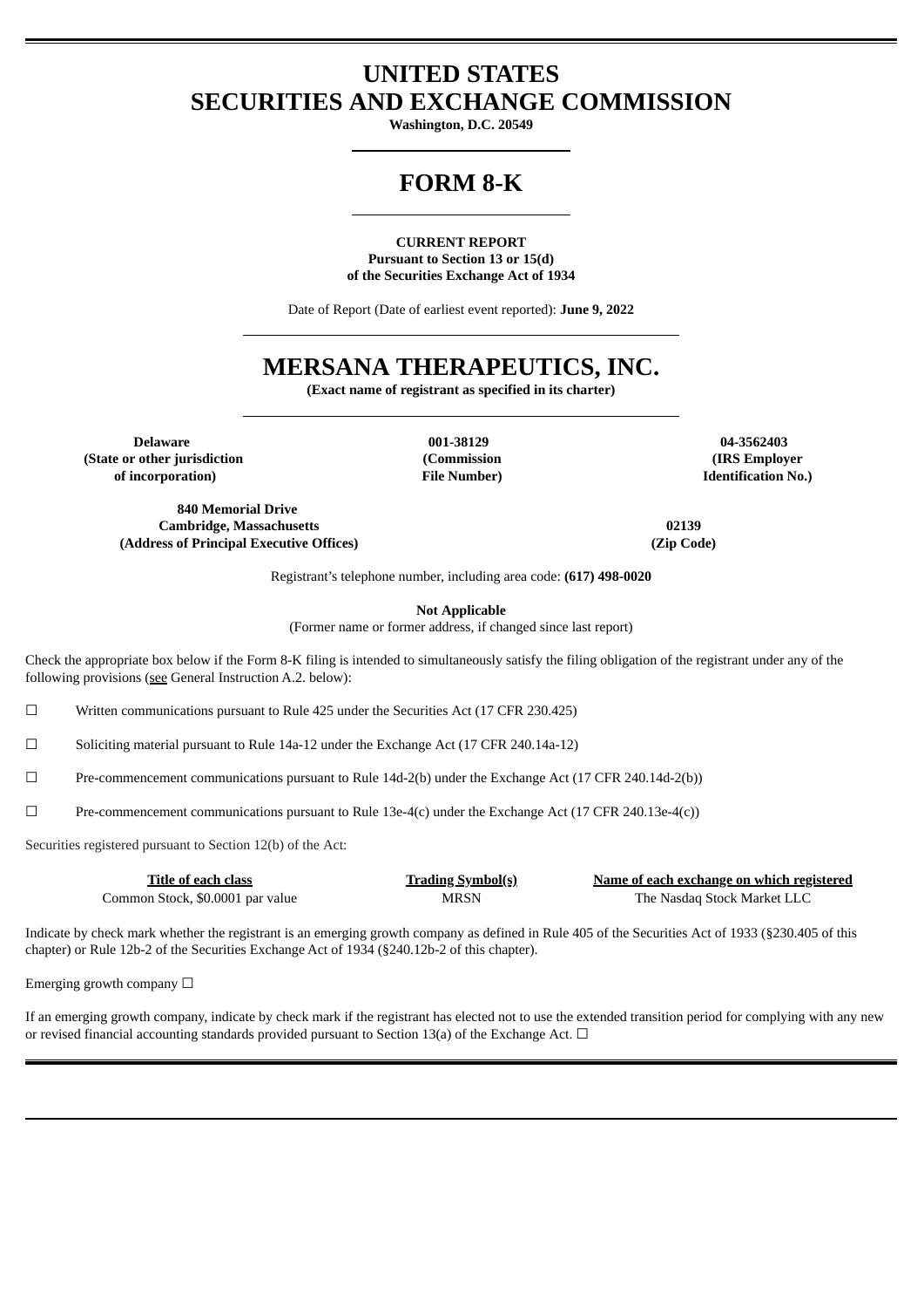# UNITED STATES
# SECURITIES AND EXCHANGE COMMISSION

**Washington, D.C. 20549**

# FORM 8-K

**CURRENT REPORT**
**Pursuant to Section 13 or 15(d)**
**of the Securities Exchange Act of 1934**

Date of Report (Date of earliest event reported): **June 9, 2022**

# MERSANA THERAPEUTICS, INC.

**(Exact name of registrant as specified in its charter)**

| **Delaware** | **001-38129** | **04-3562403** |
|---|---|---|
| **(State or other jurisdiction of incorporation)** | **(Commission File Number)** | **(IRS Employer Identification No.)** |

| **840 Memorial Drive Cambridge, Massachusetts** | **02139** |
|---|---|
| **(Address of Principal Executive Offices)** | **(Zip Code)** |

Registrant's telephone number, including area code: **(617) 498-0020**

**Not Applicable**
(Former name or former address, if changed since last report)

Check the appropriate box below if the Form 8-K filing is intended to simultaneously satisfy the filing obligation of the registrant under any of the following provisions (see General Instruction A.2. below):

☐ Written communications pursuant to Rule 425 under the Securities Act (17 CFR 230.425)

☐ Soliciting material pursuant to Rule 14a-12 under the Exchange Act (17 CFR 240.14a-12)

☐ Pre-commencement communications pursuant to Rule 14d-2(b) under the Exchange Act (17 CFR 240.14d-2(b))

☐ Pre-commencement communications pursuant to Rule 13e-4(c) under the Exchange Act (17 CFR 240.13e-4(c))

Securities registered pursuant to Section 12(b) of the Act:

| Title of each class | Trading Symbol(s) | Name of each exchange on which registered |
|---|---|---|
| Common Stock, $0.0001 par value | MRSN | The Nasdaq Stock Market LLC |

Indicate by check mark whether the registrant is an emerging growth company as defined in Rule 405 of the Securities Act of 1933 (§230.405 of this chapter) or Rule 12b-2 of the Securities Exchange Act of 1934 (§240.12b-2 of this chapter).

Emerging growth company ☐

If an emerging growth company, indicate by check mark if the registrant has elected not to use the extended transition period for complying with any new or revised financial accounting standards provided pursuant to Section 13(a) of the Exchange Act. ☐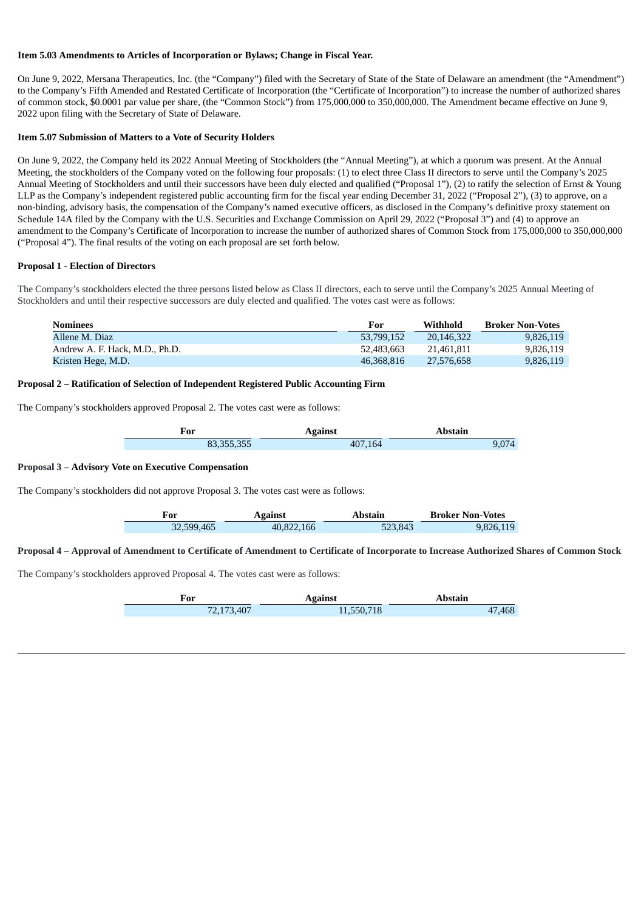**Item 5.03 Amendments to Articles of Incorporation or Bylaws; Change in Fiscal Year.**

On June 9, 2022, Mersana Therapeutics, Inc. (the "Company") filed with the Secretary of State of the State of Delaware an amendment (the "Amendment") to the Company's Fifth Amended and Restated Certificate of Incorporation (the "Certificate of Incorporation") to increase the number of authorized shares of common stock, $0.0001 par value per share, (the "Common Stock") from 175,000,000 to 350,000,000. The Amendment became effective on June 9, 2022 upon filing with the Secretary of State of Delaware.

**Item 5.07 Submission of Matters to a Vote of Security Holders**

On June 9, 2022, the Company held its 2022 Annual Meeting of Stockholders (the "Annual Meeting"), at which a quorum was present. At the Annual Meeting, the stockholders of the Company voted on the following four proposals: (1) to elect three Class II directors to serve until the Company's 2025 Annual Meeting of Stockholders and until their successors have been duly elected and qualified ("Proposal 1"), (2) to ratify the selection of Ernst & Young LLP as the Company's independent registered public accounting firm for the fiscal year ending December 31, 2022 ("Proposal 2"), (3) to approve, on a non-binding, advisory basis, the compensation of the Company's named executive officers, as disclosed in the Company's definitive proxy statement on Schedule 14A filed by the Company with the U.S. Securities and Exchange Commission on April 29, 2022 ("Proposal 3") and (4) to approve an amendment to the Company's Certificate of Incorporation to increase the number of authorized shares of Common Stock from 175,000,000 to 350,000,000 ("Proposal 4"). The final results of the voting on each proposal are set forth below.

**Proposal 1 - Election of Directors**

The Company's stockholders elected the three persons listed below as Class II directors, each to serve until the Company's 2025 Annual Meeting of Stockholders and until their respective successors are duly elected and qualified. The votes cast were as follows:

| Nominees | For | Withhold | Broker Non-Votes |
|---|---|---|---|
| Allene M. Diaz | 53,799,152 | 20,146,322 | 9,826,119 |
| Andrew A. F. Hack, M.D., Ph.D. | 52,483,663 | 21,461,811 | 9,826,119 |
| Kristen Hege, M.D. | 46,368,816 | 27,576,658 | 9,826,119 |

**Proposal 2 – Ratification of Selection of Independent Registered Public Accounting Firm**

The Company's stockholders approved Proposal 2. The votes cast were as follows:

| For | Against | Abstain |
|---|---|---|
| 83,355,355 | 407,164 | 9,074 |

**Proposal 3 – Advisory Vote on Executive Compensation**

The Company's stockholders did not approve Proposal 3. The votes cast were as follows:

| For | Against | Abstain | Broker Non-Votes |
|---|---|---|---|
| 32,599,465 | 40,822,166 | 523,843 | 9,826,119 |

**Proposal 4 – Approval of Amendment to Certificate of Amendment to Certificate of Incorporate to Increase Authorized Shares of Common Stock**

The Company's stockholders approved Proposal 4. The votes cast were as follows:

| For | Against | Abstain |
|---|---|---|
| 72,173,407 | 11,550,718 | 47,468 |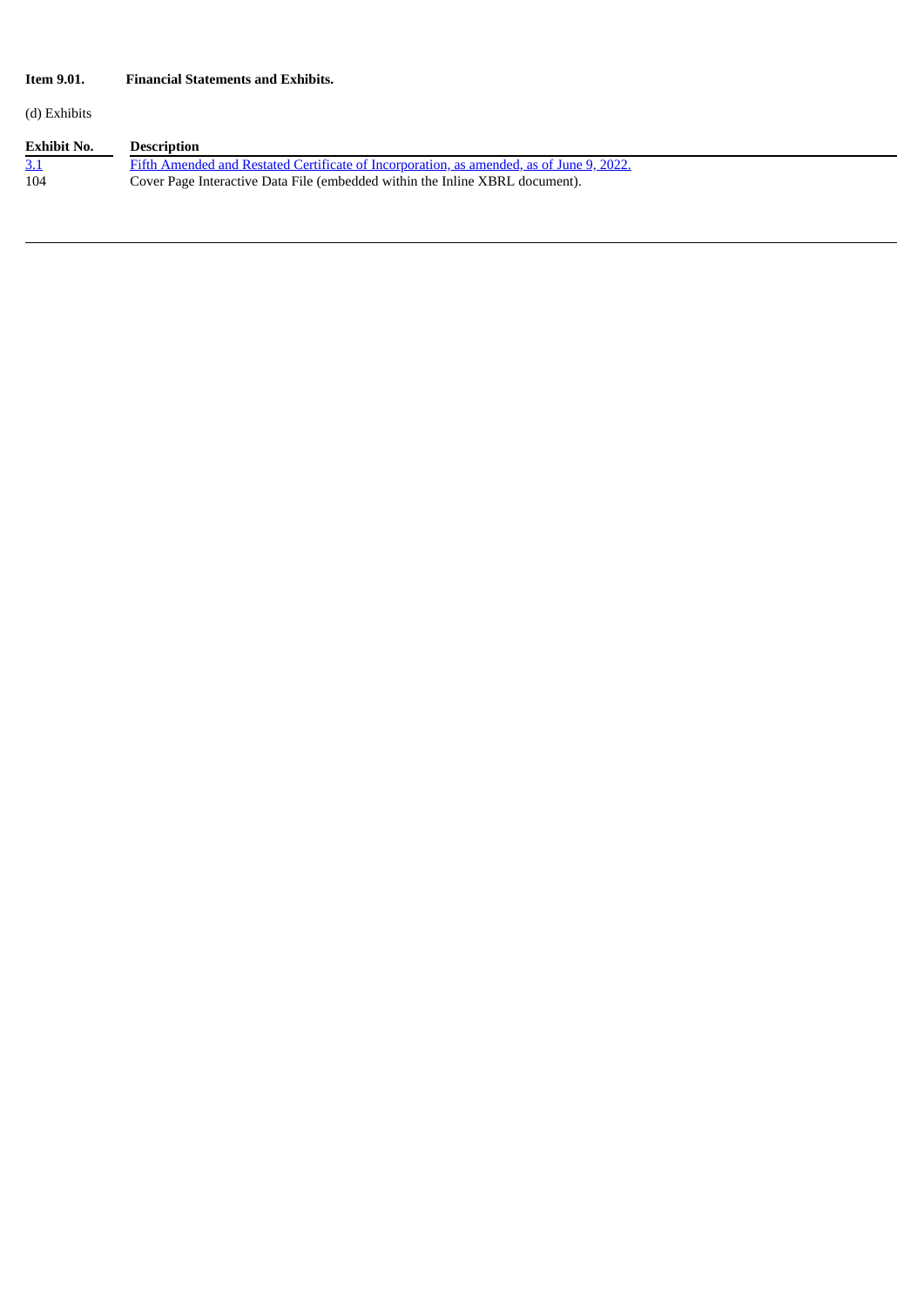**Item 9.01. Financial Statements and Exhibits.**

(d) Exhibits

| Exhibit No. | Description |
|---|---|
| 3.1 | Fifth Amended and Restated Certificate of Incorporation, as amended, as of June 9, 2022. |
| 104 | Cover Page Interactive Data File (embedded within the Inline XBRL document). |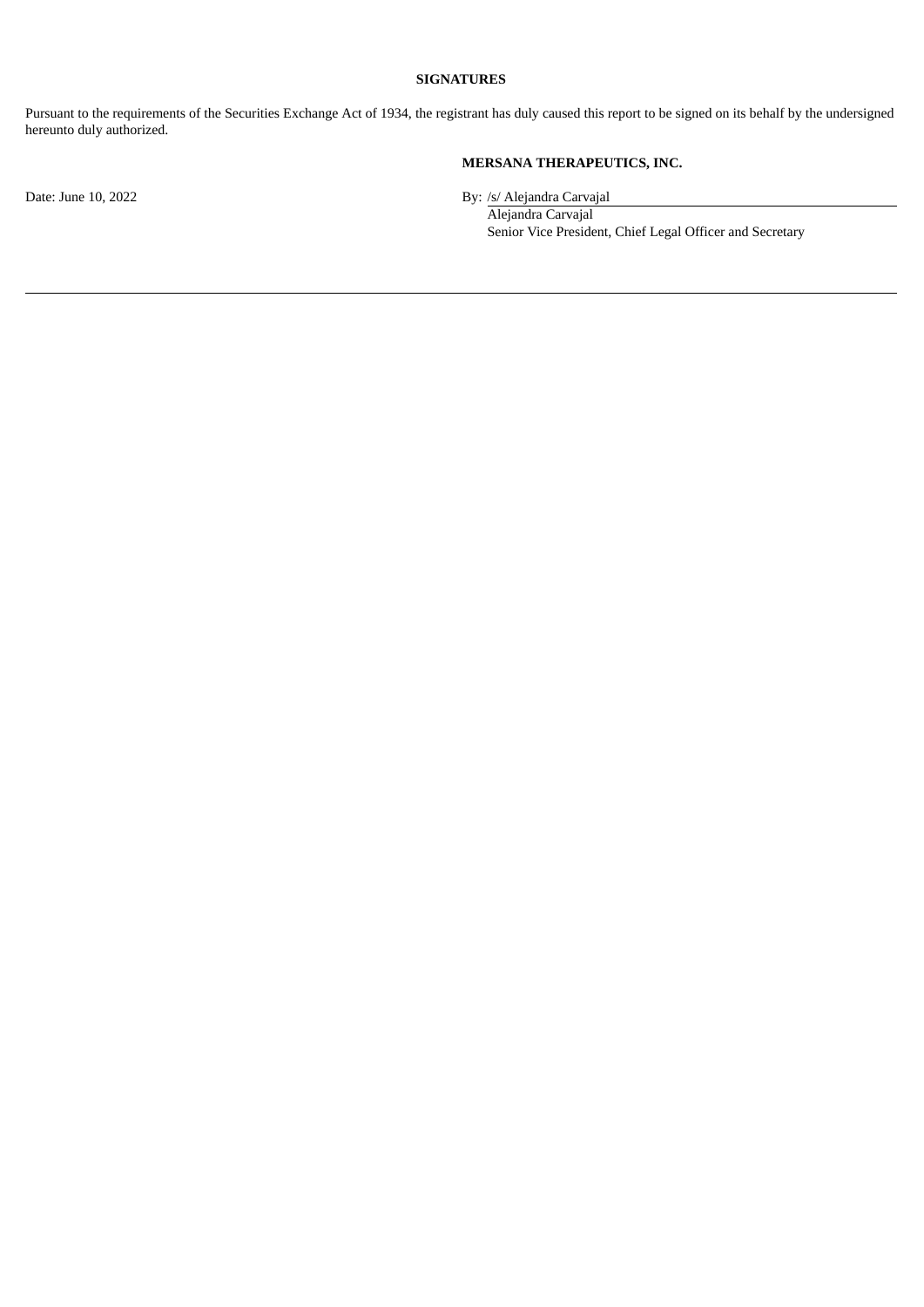**SIGNATURES**

Pursuant to the requirements of the Securities Exchange Act of 1934, the registrant has duly caused this report to be signed on its behalf by the undersigned hereunto duly authorized.

**MERSANA THERAPEUTICS, INC.**

Date: June 10, 2022

By: /s/ Alejandra Carvajal
Alejandra Carvajal
Senior Vice President, Chief Legal Officer and Secretary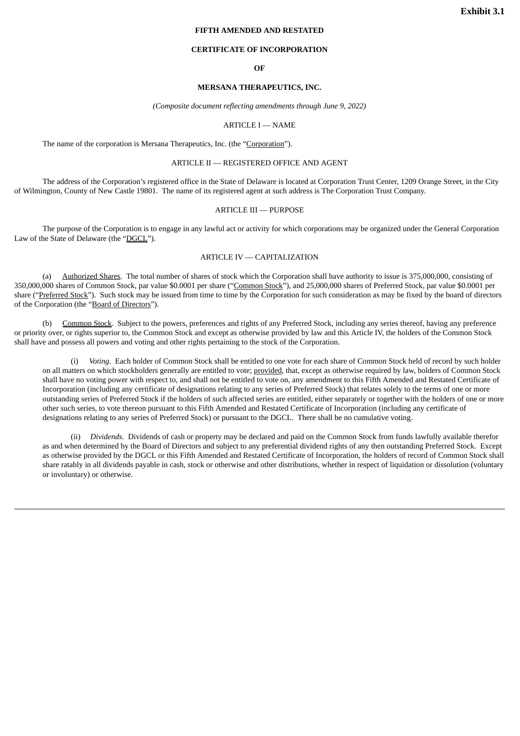**Exhibit 3.1**

**FIFTH AMENDED AND RESTATED**

**CERTIFICATE OF INCORPORATION**

**OF**

**MERSANA THERAPEUTICS, INC.**

*(Composite document reflecting amendments through June 9, 2022)*

ARTICLE I — NAME

The name of the corporation is Mersana Therapeutics, Inc. (the "Corporation").

ARTICLE II — REGISTERED OFFICE AND AGENT

The address of the Corporation's registered office in the State of Delaware is located at Corporation Trust Center, 1209 Orange Street, in the City of Wilmington, County of New Castle 19801. The name of its registered agent at such address is The Corporation Trust Company.

ARTICLE III — PURPOSE

The purpose of the Corporation is to engage in any lawful act or activity for which corporations may be organized under the General Corporation Law of the State of Delaware (the "DGCL").

ARTICLE IV — CAPITALIZATION

(a) Authorized Shares. The total number of shares of stock which the Corporation shall have authority to issue is 375,000,000, consisting of 350,000,000 shares of Common Stock, par value $0.0001 per share ("Common Stock"), and 25,000,000 shares of Preferred Stock, par value $0.0001 per share ("Preferred Stock"). Such stock may be issued from time to time by the Corporation for such consideration as may be fixed by the board of directors of the Corporation (the "Board of Directors").

(b) Common Stock. Subject to the powers, preferences and rights of any Preferred Stock, including any series thereof, having any preference or priority over, or rights superior to, the Common Stock and except as otherwise provided by law and this Article IV, the holders of the Common Stock shall have and possess all powers and voting and other rights pertaining to the stock of the Corporation.

(i) *Voting*. Each holder of Common Stock shall be entitled to one vote for each share of Common Stock held of record by such holder on all matters on which stockholders generally are entitled to vote; provided, that, except as otherwise required by law, holders of Common Stock shall have no voting power with respect to, and shall not be entitled to vote on, any amendment to this Fifth Amended and Restated Certificate of Incorporation (including any certificate of designations relating to any series of Preferred Stock) that relates solely to the terms of one or more outstanding series of Preferred Stock if the holders of such affected series are entitled, either separately or together with the holders of one or more other such series, to vote thereon pursuant to this Fifth Amended and Restated Certificate of Incorporation (including any certificate of designations relating to any series of Preferred Stock) or pursuant to the DGCL. There shall be no cumulative voting.

(ii) *Dividends*. Dividends of cash or property may be declared and paid on the Common Stock from funds lawfully available therefor as and when determined by the Board of Directors and subject to any preferential dividend rights of any then outstanding Preferred Stock. Except as otherwise provided by the DGCL or this Fifth Amended and Restated Certificate of Incorporation, the holders of record of Common Stock shall share ratably in all dividends payable in cash, stock or otherwise and other distributions, whether in respect of liquidation or dissolution (voluntary or involuntary) or otherwise.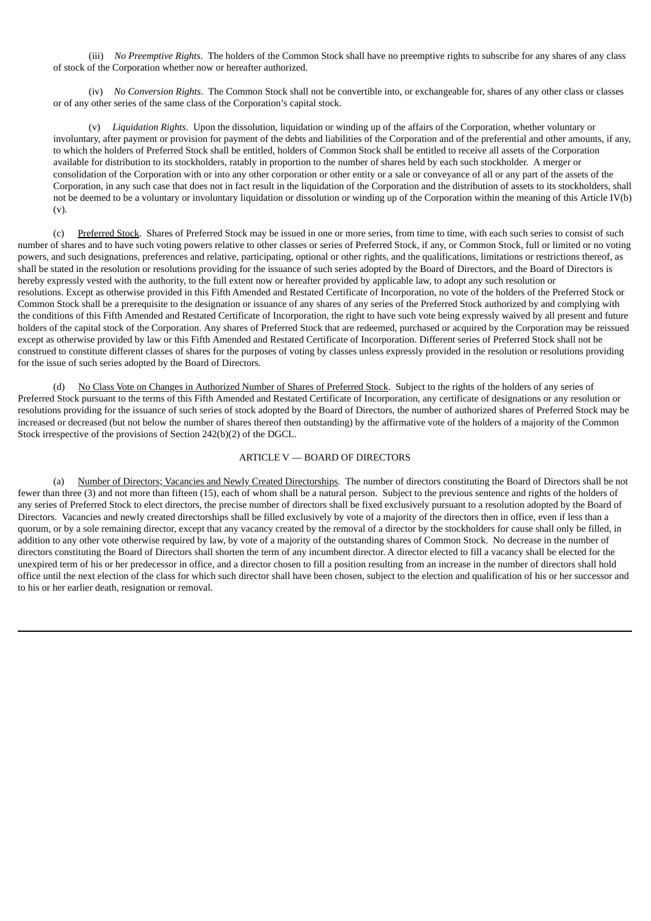(iii) *No Preemptive Rights*. The holders of the Common Stock shall have no preemptive rights to subscribe for any shares of any class of stock of the Corporation whether now or hereafter authorized.

(iv) *No Conversion Rights*. The Common Stock shall not be convertible into, or exchangeable for, shares of any other class or classes or of any other series of the same class of the Corporation's capital stock.

(v) *Liquidation Rights*. Upon the dissolution, liquidation or winding up of the affairs of the Corporation, whether voluntary or involuntary, after payment or provision for payment of the debts and liabilities of the Corporation and of the preferential and other amounts, if any, to which the holders of Preferred Stock shall be entitled, holders of Common Stock shall be entitled to receive all assets of the Corporation available for distribution to its stockholders, ratably in proportion to the number of shares held by each such stockholder. A merger or consolidation of the Corporation with or into any other corporation or other entity or a sale or conveyance of all or any part of the assets of the Corporation, in any such case that does not in fact result in the liquidation of the Corporation and the distribution of assets to its stockholders, shall not be deemed to be a voluntary or involuntary liquidation or dissolution or winding up of the Corporation within the meaning of this Article IV(b)(v).

(c) Preferred Stock. Shares of Preferred Stock may be issued in one or more series, from time to time, with each such series to consist of such number of shares and to have such voting powers relative to other classes or series of Preferred Stock, if any, or Common Stock, full or limited or no voting powers, and such designations, preferences and relative, participating, optional or other rights, and the qualifications, limitations or restrictions thereof, as shall be stated in the resolution or resolutions providing for the issuance of such series adopted by the Board of Directors, and the Board of Directors is hereby expressly vested with the authority, to the full extent now or hereafter provided by applicable law, to adopt any such resolution or resolutions. Except as otherwise provided in this Fifth Amended and Restated Certificate of Incorporation, no vote of the holders of the Preferred Stock or Common Stock shall be a prerequisite to the designation or issuance of any shares of any series of the Preferred Stock authorized by and complying with the conditions of this Fifth Amended and Restated Certificate of Incorporation, the right to have such vote being expressly waived by all present and future holders of the capital stock of the Corporation. Any shares of Preferred Stock that are redeemed, purchased or acquired by the Corporation may be reissued except as otherwise provided by law or this Fifth Amended and Restated Certificate of Incorporation. Different series of Preferred Stock shall not be construed to constitute different classes of shares for the purposes of voting by classes unless expressly provided in the resolution or resolutions providing for the issue of such series adopted by the Board of Directors.

(d) No Class Vote on Changes in Authorized Number of Shares of Preferred Stock. Subject to the rights of the holders of any series of Preferred Stock pursuant to the terms of this Fifth Amended and Restated Certificate of Incorporation, any certificate of designations or any resolution or resolutions providing for the issuance of such series of stock adopted by the Board of Directors, the number of authorized shares of Preferred Stock may be increased or decreased (but not below the number of shares thereof then outstanding) by the affirmative vote of the holders of a majority of the Common Stock irrespective of the provisions of Section 242(b)(2) of the DGCL.

## ARTICLE V — BOARD OF DIRECTORS

(a) Number of Directors; Vacancies and Newly Created Directorships. The number of directors constituting the Board of Directors shall be not fewer than three (3) and not more than fifteen (15), each of whom shall be a natural person. Subject to the previous sentence and rights of the holders of any series of Preferred Stock to elect directors, the precise number of directors shall be fixed exclusively pursuant to a resolution adopted by the Board of Directors. Vacancies and newly created directorships shall be filled exclusively by vote of a majority of the directors then in office, even if less than a quorum, or by a sole remaining director, except that any vacancy created by the removal of a director by the stockholders for cause shall only be filled, in addition to any other vote otherwise required by law, by vote of a majority of the outstanding shares of Common Stock. No decrease in the number of directors constituting the Board of Directors shall shorten the term of any incumbent director. A director elected to fill a vacancy shall be elected for the unexpired term of his or her predecessor in office, and a director chosen to fill a position resulting from an increase in the number of directors shall hold office until the next election of the class for which such director shall have been chosen, subject to the election and qualification of his or her successor and to his or her earlier death, resignation or removal.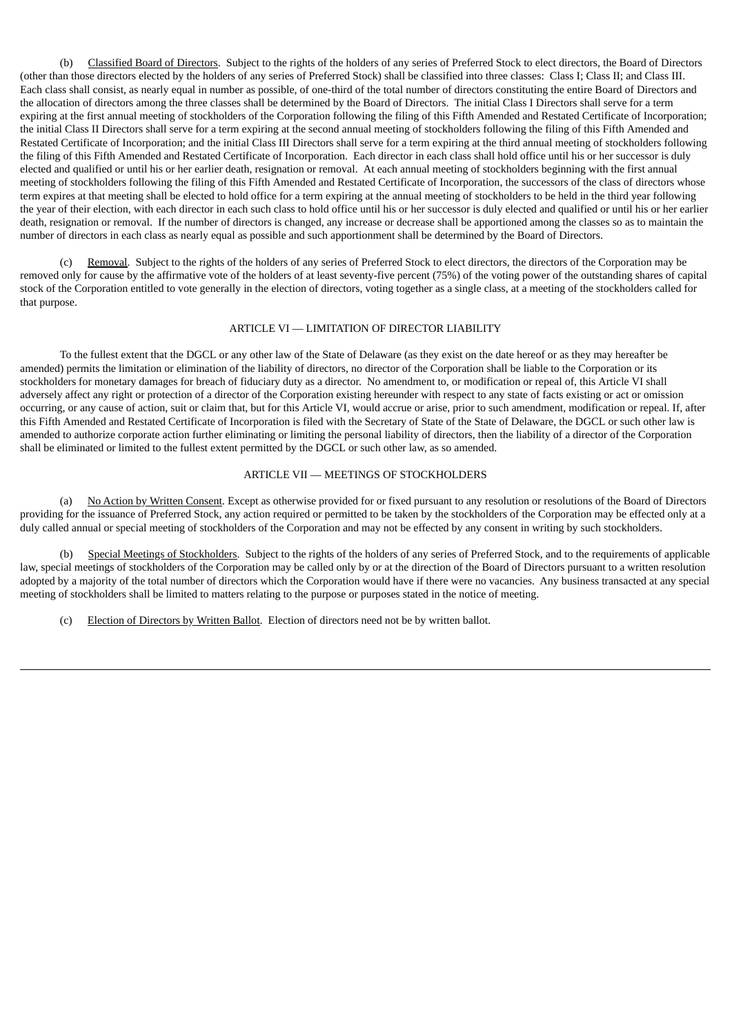(b) Classified Board of Directors. Subject to the rights of the holders of any series of Preferred Stock to elect directors, the Board of Directors (other than those directors elected by the holders of any series of Preferred Stock) shall be classified into three classes: Class I; Class II; and Class III. Each class shall consist, as nearly equal in number as possible, of one-third of the total number of directors constituting the entire Board of Directors and the allocation of directors among the three classes shall be determined by the Board of Directors. The initial Class I Directors shall serve for a term expiring at the first annual meeting of stockholders of the Corporation following the filing of this Fifth Amended and Restated Certificate of Incorporation; the initial Class II Directors shall serve for a term expiring at the second annual meeting of stockholders following the filing of this Fifth Amended and Restated Certificate of Incorporation; and the initial Class III Directors shall serve for a term expiring at the third annual meeting of stockholders following the filing of this Fifth Amended and Restated Certificate of Incorporation. Each director in each class shall hold office until his or her successor is duly elected and qualified or until his or her earlier death, resignation or removal. At each annual meeting of stockholders beginning with the first annual meeting of stockholders following the filing of this Fifth Amended and Restated Certificate of Incorporation, the successors of the class of directors whose term expires at that meeting shall be elected to hold office for a term expiring at the annual meeting of stockholders to be held in the third year following the year of their election, with each director in each such class to hold office until his or her successor is duly elected and qualified or until his or her earlier death, resignation or removal. If the number of directors is changed, any increase or decrease shall be apportioned among the classes so as to maintain the number of directors in each class as nearly equal as possible and such apportionment shall be determined by the Board of Directors.

(c) Removal. Subject to the rights of the holders of any series of Preferred Stock to elect directors, the directors of the Corporation may be removed only for cause by the affirmative vote of the holders of at least seventy-five percent (75%) of the voting power of the outstanding shares of capital stock of the Corporation entitled to vote generally in the election of directors, voting together as a single class, at a meeting of the stockholders called for that purpose.

## ARTICLE VI — LIMITATION OF DIRECTOR LIABILITY

To the fullest extent that the DGCL or any other law of the State of Delaware (as they exist on the date hereof or as they may hereafter be amended) permits the limitation or elimination of the liability of directors, no director of the Corporation shall be liable to the Corporation or its stockholders for monetary damages for breach of fiduciary duty as a director. No amendment to, or modification or repeal of, this Article VI shall adversely affect any right or protection of a director of the Corporation existing hereunder with respect to any state of facts existing or act or omission occurring, or any cause of action, suit or claim that, but for this Article VI, would accrue or arise, prior to such amendment, modification or repeal. If, after this Fifth Amended and Restated Certificate of Incorporation is filed with the Secretary of State of the State of Delaware, the DGCL or such other law is amended to authorize corporate action further eliminating or limiting the personal liability of directors, then the liability of a director of the Corporation shall be eliminated or limited to the fullest extent permitted by the DGCL or such other law, as so amended.

## ARTICLE VII — MEETINGS OF STOCKHOLDERS

(a) No Action by Written Consent. Except as otherwise provided for or fixed pursuant to any resolution or resolutions of the Board of Directors providing for the issuance of Preferred Stock, any action required or permitted to be taken by the stockholders of the Corporation may be effected only at a duly called annual or special meeting of stockholders of the Corporation and may not be effected by any consent in writing by such stockholders.

(b) Special Meetings of Stockholders. Subject to the rights of the holders of any series of Preferred Stock, and to the requirements of applicable law, special meetings of stockholders of the Corporation may be called only by or at the direction of the Board of Directors pursuant to a written resolution adopted by a majority of the total number of directors which the Corporation would have if there were no vacancies. Any business transacted at any special meeting of stockholders shall be limited to matters relating to the purpose or purposes stated in the notice of meeting.

(c) Election of Directors by Written Ballot. Election of directors need not be by written ballot.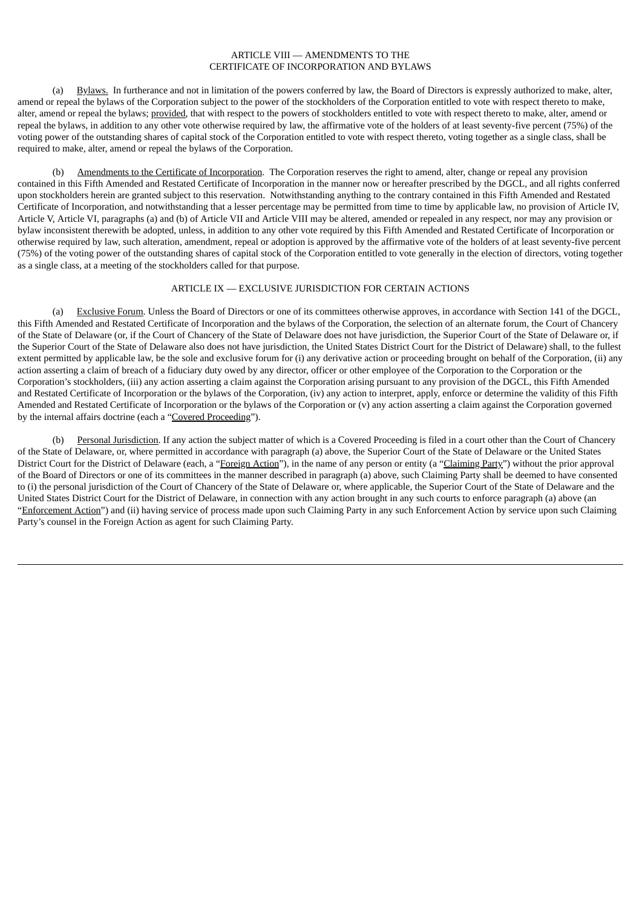## ARTICLE VIII — AMENDMENTS TO THE CERTIFICATE OF INCORPORATION AND BYLAWS

(a) Bylaws. In furtherance and not in limitation of the powers conferred by law, the Board of Directors is expressly authorized to make, alter, amend or repeal the bylaws of the Corporation subject to the power of the stockholders of the Corporation entitled to vote with respect thereto to make, alter, amend or repeal the bylaws; provided, that with respect to the powers of stockholders entitled to vote with respect thereto to make, alter, amend or repeal the bylaws, in addition to any other vote otherwise required by law, the affirmative vote of the holders of at least seventy-five percent (75%) of the voting power of the outstanding shares of capital stock of the Corporation entitled to vote with respect thereto, voting together as a single class, shall be required to make, alter, amend or repeal the bylaws of the Corporation.

(b) Amendments to the Certificate of Incorporation. The Corporation reserves the right to amend, alter, change or repeal any provision contained in this Fifth Amended and Restated Certificate of Incorporation in the manner now or hereafter prescribed by the DGCL, and all rights conferred upon stockholders herein are granted subject to this reservation. Notwithstanding anything to the contrary contained in this Fifth Amended and Restated Certificate of Incorporation, and notwithstanding that a lesser percentage may be permitted from time to time by applicable law, no provision of Article IV, Article V, Article VI, paragraphs (a) and (b) of Article VII and Article VIII may be altered, amended or repealed in any respect, nor may any provision or bylaw inconsistent therewith be adopted, unless, in addition to any other vote required by this Fifth Amended and Restated Certificate of Incorporation or otherwise required by law, such alteration, amendment, repeal or adoption is approved by the affirmative vote of the holders of at least seventy-five percent (75%) of the voting power of the outstanding shares of capital stock of the Corporation entitled to vote generally in the election of directors, voting together as a single class, at a meeting of the stockholders called for that purpose.

## ARTICLE IX — EXCLUSIVE JURISDICTION FOR CERTAIN ACTIONS

(a) Exclusive Forum. Unless the Board of Directors or one of its committees otherwise approves, in accordance with Section 141 of the DGCL, this Fifth Amended and Restated Certificate of Incorporation and the bylaws of the Corporation, the selection of an alternate forum, the Court of Chancery of the State of Delaware (or, if the Court of Chancery of the State of Delaware does not have jurisdiction, the Superior Court of the State of Delaware or, if the Superior Court of the State of Delaware also does not have jurisdiction, the United States District Court for the District of Delaware) shall, to the fullest extent permitted by applicable law, be the sole and exclusive forum for (i) any derivative action or proceeding brought on behalf of the Corporation, (ii) any action asserting a claim of breach of a fiduciary duty owed by any director, officer or other employee of the Corporation to the Corporation or the Corporation's stockholders, (iii) any action asserting a claim against the Corporation arising pursuant to any provision of the DGCL, this Fifth Amended and Restated Certificate of Incorporation or the bylaws of the Corporation, (iv) any action to interpret, apply, enforce or determine the validity of this Fifth Amended and Restated Certificate of Incorporation or the bylaws of the Corporation or (v) any action asserting a claim against the Corporation governed by the internal affairs doctrine (each a "Covered Proceeding").

(b) Personal Jurisdiction. If any action the subject matter of which is a Covered Proceeding is filed in a court other than the Court of Chancery of the State of Delaware, or, where permitted in accordance with paragraph (a) above, the Superior Court of the State of Delaware or the United States District Court for the District of Delaware (each, a "Foreign Action"), in the name of any person or entity (a "Claiming Party") without the prior approval of the Board of Directors or one of its committees in the manner described in paragraph (a) above, such Claiming Party shall be deemed to have consented to (i) the personal jurisdiction of the Court of Chancery of the State of Delaware or, where applicable, the Superior Court of the State of Delaware and the United States District Court for the District of Delaware, in connection with any action brought in any such courts to enforce paragraph (a) above (an "Enforcement Action") and (ii) having service of process made upon such Claiming Party in any such Enforcement Action by service upon such Claiming Party's counsel in the Foreign Action as agent for such Claiming Party.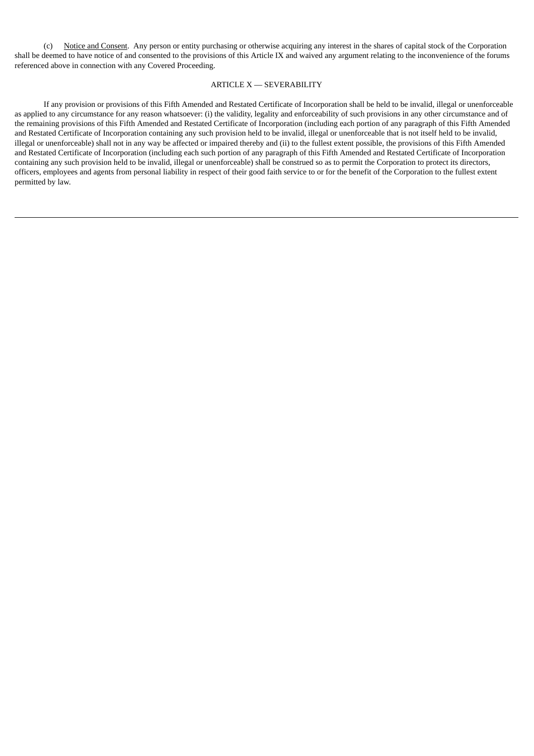(c) Notice and Consent. Any person or entity purchasing or otherwise acquiring any interest in the shares of capital stock of the Corporation shall be deemed to have notice of and consented to the provisions of this Article IX and waived any argument relating to the inconvenience of the forums referenced above in connection with any Covered Proceeding.

## ARTICLE X — SEVERABILITY

If any provision or provisions of this Fifth Amended and Restated Certificate of Incorporation shall be held to be invalid, illegal or unenforceable as applied to any circumstance for any reason whatsoever: (i) the validity, legality and enforceability of such provisions in any other circumstance and of the remaining provisions of this Fifth Amended and Restated Certificate of Incorporation (including each portion of any paragraph of this Fifth Amended and Restated Certificate of Incorporation containing any such provision held to be invalid, illegal or unenforceable that is not itself held to be invalid, illegal or unenforceable) shall not in any way be affected or impaired thereby and (ii) to the fullest extent possible, the provisions of this Fifth Amended and Restated Certificate of Incorporation (including each such portion of any paragraph of this Fifth Amended and Restated Certificate of Incorporation containing any such provision held to be invalid, illegal or unenforceable) shall be construed so as to permit the Corporation to protect its directors, officers, employees and agents from personal liability in respect of their good faith service to or for the benefit of the Corporation to the fullest extent permitted by law.